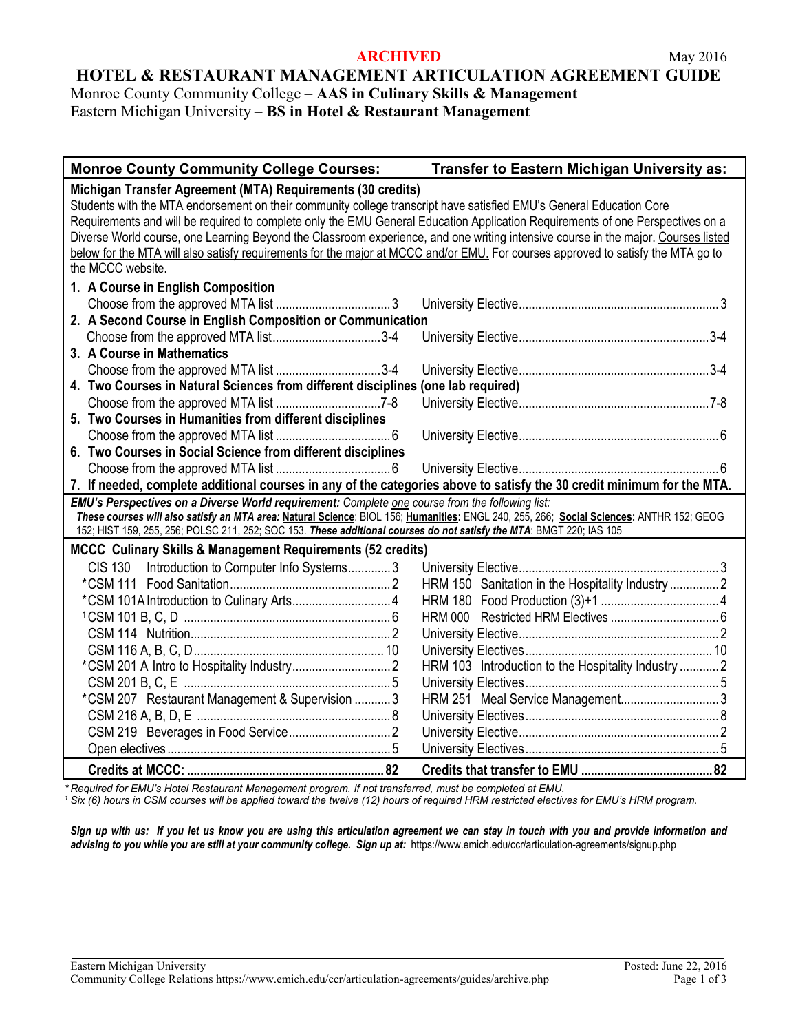**ARCHIVED** May 2016

# HOTEL & RESTAURANT MANAGEMENT ARTICULATION AGREEMENT GUIDE

Monroe County Community College – **AAS in Culinary Skills & Management**
Eastern Michigan University – **BS in Hotel & Restaurant Management**

| Monroe County Community College Courses: | Transfer to Eastern Michigan University as: |
|---|---|
| **Michigan Transfer Agreement (MTA) Requirements (30 credits)** | |
| Students with the MTA endorsement on their community college transcript have satisfied EMU's General Education Core Requirements and will be required to complete only the EMU General Education Application Requirements of one Perspectives on a Diverse World course, one Learning Beyond the Classroom experience, and one writing intensive course in the major. Courses listed below for the MTA will also satisfy requirements for the major at MCCC and/or EMU. For courses approved to satisfy the MTA go to the MCCC website. | |
| **1. A Course in English Composition** | |
| Choose from the approved MTA list ....... 3 | University Elective ....... 3 |
| **2. A Second Course in English Composition or Communication** | |
| Choose from the approved MTA list ....... 3-4 | University Elective ....... 3-4 |
| **3. A Course in Mathematics** | |
| Choose from the approved MTA list ....... 3-4 | University Elective ....... 3-4 |
| **4. Two Courses in Natural Sciences from different disciplines (one lab required)** | |
| Choose from the approved MTA list ....... 7-8 | University Elective ....... 7-8 |
| **5. Two Courses in Humanities from different disciplines** | |
| Choose from the approved MTA list ....... 6 | University Elective ....... 6 |
| **6. Two Courses in Social Science from different disciplines** | |
| Choose from the approved MTA list ....... 6 | University Elective ....... 6 |
| **7. If needed, complete additional courses in any of the categories above to satisfy the 30 credit minimum for the MTA.** | |
| ***EMU's Perspectives on a Diverse World requirement:*** *Complete one course from the following list:* ***These courses will also satisfy an MTA area:*** **Natural Science**: BIOL 156; **Humanities:** ENGL 240, 255, 266; **Social Sciences:** ANTHR 152; GEOG 152; HIST 159, 255, 256; POLSC 211, 252; SOC 153. ***These additional courses do not satisfy the MTA***: BMGT 220; IAS 105 | |
| **MCCC Culinary Skills & Management Requirements (52 credits)** | |
| CIS 130 Introduction to Computer Info Systems ....... 3 | University Elective ....... 3 |
| *CSM 111 Food Sanitation ....... 2 | HRM 150 Sanitation in the Hospitality Industry ....... 2 |
| *CSM 101A Introduction to Culinary Arts ....... 4 | HRM 180 Food Production (3)+1 ....... 4 |
| [1]CSM 101 B, C, D ....... 6 | HRM 000 Restricted HRM Electives ....... 6 |
| CSM 114 Nutrition ....... 2 | University Elective ....... 2 |
| CSM 116 A, B, C, D ....... 10 | University Electives ....... 10 |
| *CSM 201 A Intro to Hospitality Industry ....... 2 | HRM 103 Introduction to the Hospitality Industry ....... 2 |
| CSM 201 B, C, E ....... 5 | University Electives ....... 5 |
| *CSM 207 Restaurant Management & Supervision ....... 3 | HRM 251 Meal Service Management ....... 3 |
| CSM 216 A, B, D, E ....... 8 | University Electives ....... 8 |
| CSM 219 Beverages in Food Service ....... 2 | University Elective ....... 2 |
| Open electives ....... 5 | University Electives ....... 5 |
| **Credits at MCCC: ....... 82** | **Credits that transfer to EMU ....... 82** |

*\*Required for EMU's Hotel Restaurant Management program. If not transferred, must be completed at EMU.*
*[1] Six (6) hours in CSM courses will be applied toward the twelve (12) hours of required HRM restricted electives for EMU's HRM program.*

***Sign up with us:*** ***If you let us know you are using this articulation agreement we can stay in touch with you and provide information and advising to you while you are still at your community college. Sign up at:*** https://www.emich.edu/ccr/articulation-agreements/signup.php

Eastern Michigan University
Community College Relations https://www.emich.edu/ccr/articulation-agreements/guides/archive.php
Posted: June 22, 2016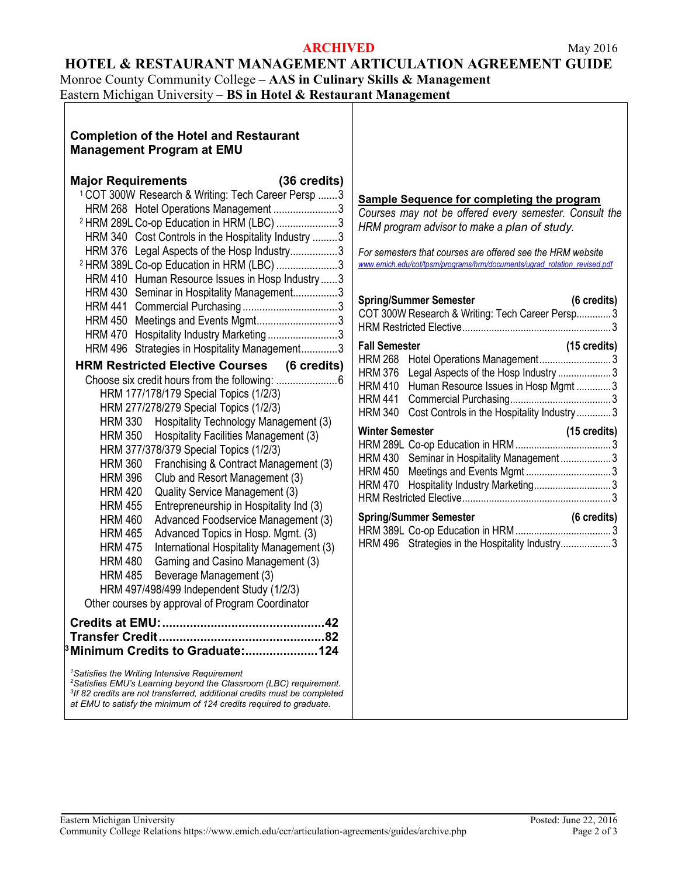ARCHIVED

May 2016

# HOTEL & RESTAURANT MANAGEMENT ARTICULATION AGREEMENT GUIDE

Monroe County Community College – **AAS in Culinary Skills & Management**
Eastern Michigan University – **BS in Hotel & Restaurant Management**

## Completion of the Hotel and Restaurant Management Program at EMU

### Major Requirements (36 credits)

| Course | Title | Credits |
|---|---|---|
| [1] COT 300W | Research & Writing: Tech Career Persp | 3 |
| HRM 268 | Hotel Operations Management | 3 |
| [2] HRM 289L | Co-op Education in HRM (LBC) | 3 |
| HRM 340 | Cost Controls in the Hospitality Industry | 3 |
| HRM 376 | Legal Aspects of the Hosp Industry | 3 |
| [2] HRM 389L | Co-op Education in HRM (LBC) | 3 |
| HRM 410 | Human Resource Issues in Hosp Industry | 3 |
| HRM 430 | Seminar in Hospitality Management | 3 |
| HRM 441 | Commercial Purchasing | 3 |
| HRM 450 | Meetings and Events Mgmt | 3 |
| HRM 470 | Hospitality Industry Marketing | 3 |
| HRM 496 | Strategies in Hospitality Management | 3 |

### HRM Restricted Elective Courses (6 credits)

Choose six credit hours from the following: ....................6

- HRM 177/178/179 Special Topics (1/2/3)
- HRM 277/278/279 Special Topics (1/2/3)
- HRM 330 Hospitality Technology Management (3)
- HRM 350 Hospitality Facilities Management (3)
- HRM 377/378/379 Special Topics (1/2/3)
- HRM 360 Franchising & Contract Management (3)
- HRM 396 Club and Resort Management (3)
- HRM 420 Quality Service Management (3)
- HRM 455 Entrepreneurship in Hospitality Ind (3)
- HRM 460 Advanced Foodservice Management (3)
- HRM 465 Advanced Topics in Hosp. Mgmt. (3)
- HRM 475 International Hospitality Management (3)
- HRM 480 Gaming and Casino Management (3)
- HRM 485 Beverage Management (3)
- HRM 497/498/499 Independent Study (1/2/3)

Other courses by approval of Program Coordinator

**Credits at EMU:** ....................42
**Transfer Credit** ....................82
[3]**Minimum Credits to Graduate:** ....................124

*[1]Satisfies the Writing Intensive Requirement*
*[2]Satisfies EMU's Learning beyond the Classroom (LBC) requirement.*
*[3]If 82 credits are not transferred, additional credits must be completed at EMU to satisfy the minimum of 124 credits required to graduate.*

## Sample Sequence for completing the program

*Courses may not be offered every semester. Consult the HRM program advisor to make a plan of study.*

*For semesters that courses are offered see the HRM website* www.emich.edu/cot/tpsm/programs/hrm/documents/ugrad_rotation_revised.pdf

**Spring/Summer Semester (6 credits)**

| Course | Credits |
|---|---|
| COT 300W Research & Writing: Tech Career Persp | 3 |
| HRM Restricted Elective | 3 |

**Fall Semester (15 credits)**

| Course | Credits |
|---|---|
| HRM 268 Hotel Operations Management | 3 |
| HRM 376 Legal Aspects of the Hosp Industry | 3 |
| HRM 410 Human Resource Issues in Hosp Mgmt | 3 |
| HRM 441 Commercial Purchasing | 3 |
| HRM 340 Cost Controls in the Hospitality Industry | 3 |

**Winter Semester (15 credits)**

| Course | Credits |
|---|---|
| HRM 289L Co-op Education in HRM | 3 |
| HRM 430 Seminar in Hospitality Management | 3 |
| HRM 450 Meetings and Events Mgmt | 3 |
| HRM 470 Hospitality Industry Marketing | 3 |
| HRM Restricted Elective | 3 |

**Spring/Summer Semester (6 credits)**

| Course | Credits |
|---|---|
| HRM 389L Co-op Education in HRM | 3 |
| HRM 496 Strategies in the Hospitality Industry | 3 |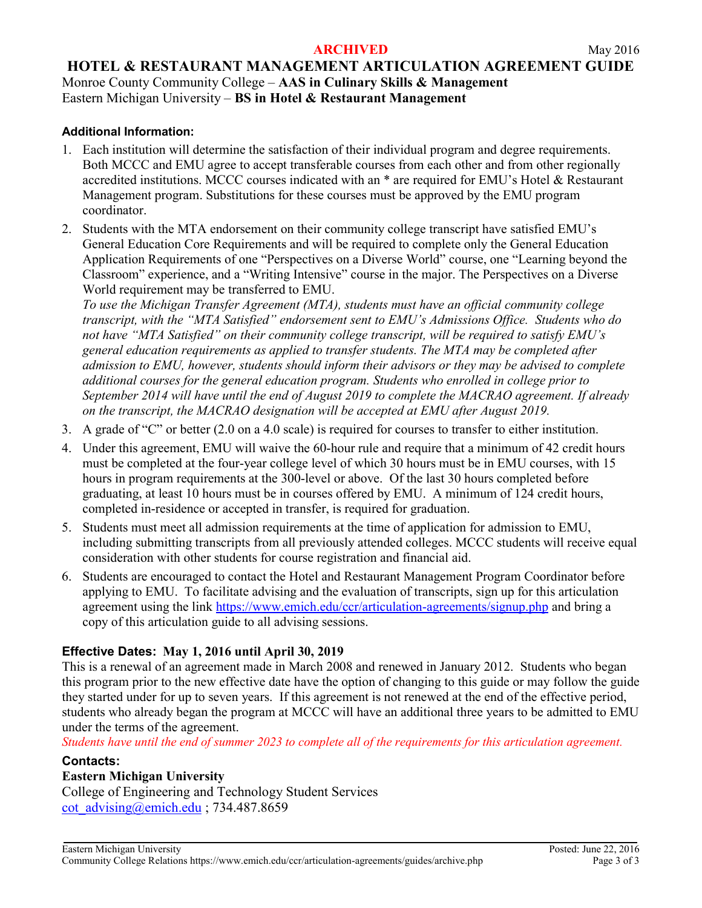**ARCHIVED** May 2016

# HOTEL & RESTAURANT MANAGEMENT ARTICULATION AGREEMENT GUIDE

Monroe County Community College – **AAS in Culinary Skills & Management**
Eastern Michigan University – **BS in Hotel & Restaurant Management**

### Additional Information:

1. Each institution will determine the satisfaction of their individual program and degree requirements. Both MCCC and EMU agree to accept transferable courses from each other and from other regionally accredited institutions. MCCC courses indicated with an * are required for EMU's Hotel & Restaurant Management program. Substitutions for these courses must be approved by the EMU program coordinator.
2. Students with the MTA endorsement on their community college transcript have satisfied EMU's General Education Core Requirements and will be required to complete only the General Education Application Requirements of one "Perspectives on a Diverse World" course, one "Learning beyond the Classroom" experience, and a "Writing Intensive" course in the major. The Perspectives on a Diverse World requirement may be transferred to EMU.
*To use the Michigan Transfer Agreement (MTA), students must have an official community college transcript, with the "MTA Satisfied" endorsement sent to EMU's Admissions Office. Students who do not have "MTA Satisfied" on their community college transcript, will be required to satisfy EMU's general education requirements as applied to transfer students. The MTA may be completed after admission to EMU, however, students should inform their advisors or they may be advised to complete additional courses for the general education program. Students who enrolled in college prior to September 2014 will have until the end of August 2019 to complete the MACRAO agreement. If already on the transcript, the MACRAO designation will be accepted at EMU after August 2019.*
3. A grade of "C" or better (2.0 on a 4.0 scale) is required for courses to transfer to either institution.
4. Under this agreement, EMU will waive the 60-hour rule and require that a minimum of 42 credit hours must be completed at the four-year college level of which 30 hours must be in EMU courses, with 15 hours in program requirements at the 300-level or above. Of the last 30 hours completed before graduating, at least 10 hours must be in courses offered by EMU. A minimum of 124 credit hours, completed in-residence or accepted in transfer, is required for graduation.
5. Students must meet all admission requirements at the time of application for admission to EMU, including submitting transcripts from all previously attended colleges. MCCC students will receive equal consideration with other students for course registration and financial aid.
6. Students are encouraged to contact the Hotel and Restaurant Management Program Coordinator before applying to EMU. To facilitate advising and the evaluation of transcripts, sign up for this articulation agreement using the link https://www.emich.edu/ccr/articulation-agreements/signup.php and bring a copy of this articulation guide to all advising sessions.

### Effective Dates: May 1, 2016 until April 30, 2019

This is a renewal of an agreement made in March 2008 and renewed in January 2012. Students who began this program prior to the new effective date have the option of changing to this guide or may follow the guide they started under for up to seven years. If this agreement is not renewed at the end of the effective period, students who already began the program at MCCC will have an additional three years to be admitted to EMU under the terms of the agreement.

*Students have until the end of summer 2023 to complete all of the requirements for this articulation agreement.*

### Contacts:

**Eastern Michigan University**
College of Engineering and Technology Student Services
cot_advising@emich.edu ; 734.487.8659